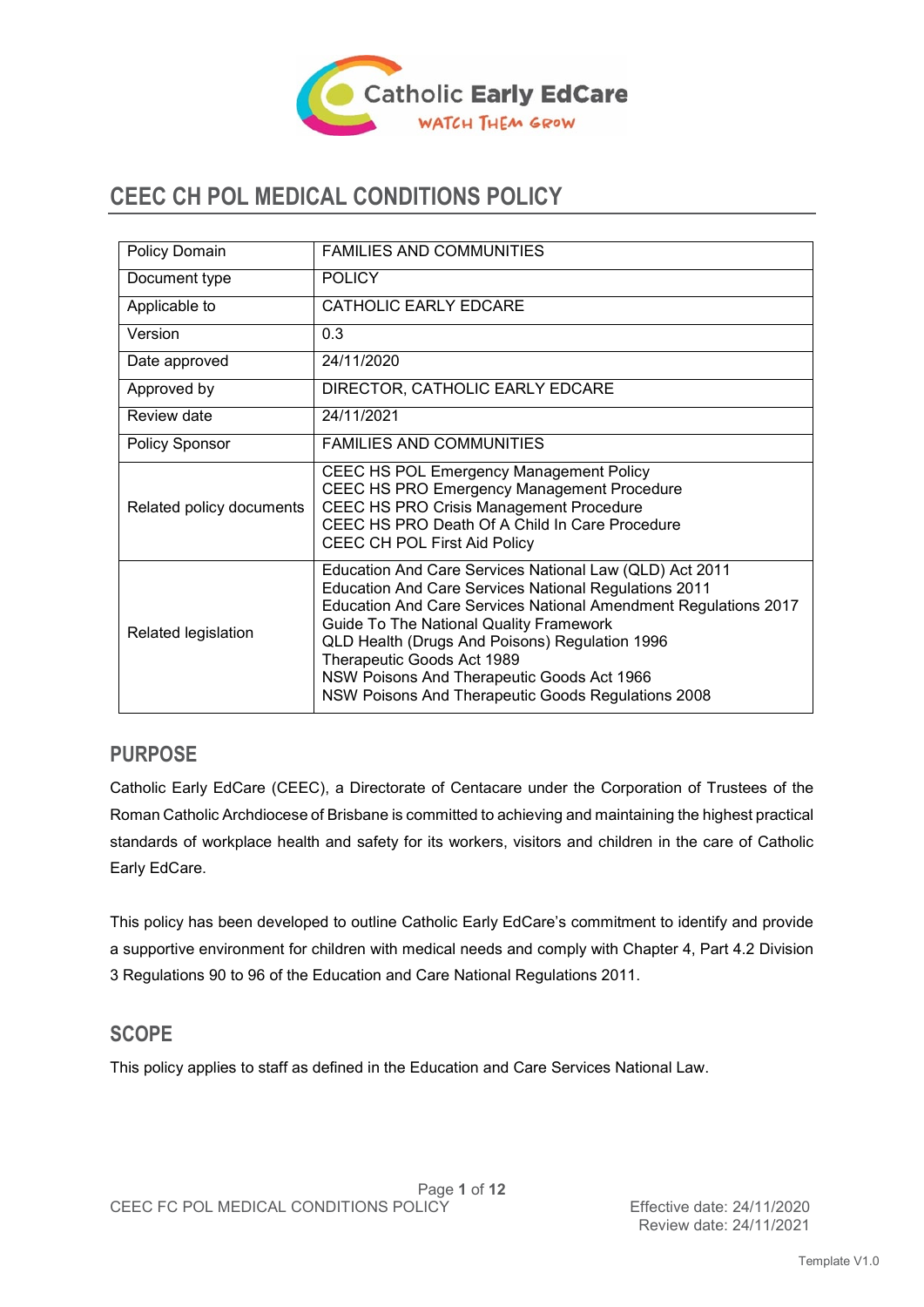# CEEC CH POL MEDICAL CONDITIONS POLICY

| | |
|---|---|
| Policy Domain | FAMILIES AND COMMUNITIES |
| Document type | POLICY |
| Applicable to | CATHOLIC EARLY EDCARE |
| Version | 0.3 |
| Date approved | 24/11/2020 |
| Approved by | DIRECTOR, CATHOLIC EARLY EDCARE |
| Review date | 24/11/2021 |
| Policy Sponsor | FAMILIES AND COMMUNITIES |
| Related policy documents | CEEC HS POL Emergency Management Policy<br>CEEC HS PRO Emergency Management Procedure<br>CEEC HS PRO Crisis Management Procedure<br>CEEC HS PRO Death Of A Child In Care Procedure<br>CEEC CH POL First Aid Policy |
| Related legislation | Education And Care Services National Law (QLD) Act 2011<br>Education And Care Services National Regulations 2011<br>Education And Care Services National Amendment Regulations 2017<br>Guide To The National Quality Framework<br>QLD Health (Drugs And Poisons) Regulation 1996<br>Therapeutic Goods Act 1989<br>NSW Poisons And Therapeutic Goods Act 1966<br>NSW Poisons And Therapeutic Goods Regulations 2008 |

## PURPOSE

Catholic Early EdCare (CEEC), a Directorate of Centacare under the Corporation of Trustees of the Roman Catholic Archdiocese of Brisbane is committed to achieving and maintaining the highest practical standards of workplace health and safety for its workers, visitors and children in the care of Catholic Early EdCare.

This policy has been developed to outline Catholic Early EdCare's commitment to identify and provide a supportive environment for children with medical needs and comply with Chapter 4, Part 4.2 Division 3 Regulations 90 to 96 of the Education and Care National Regulations 2011.

## SCOPE

This policy applies to staff as defined in the Education and Care Services National Law.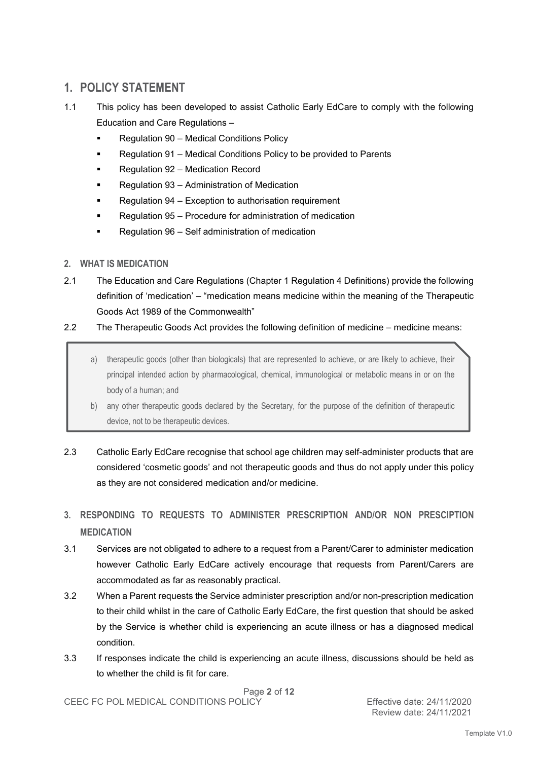## 1. POLICY STATEMENT

1.1 This policy has been developed to assist Catholic Early EdCare to comply with the following Education and Care Regulations –

- Regulation 90 – Medical Conditions Policy
- Regulation 91 – Medical Conditions Policy to be provided to Parents
- Regulation 92 – Medication Record
- Regulation 93 – Administration of Medication
- Regulation 94 – Exception to authorisation requirement
- Regulation 95 – Procedure for administration of medication
- Regulation 96 – Self administration of medication

### 2. WHAT IS MEDICATION

2.1 The Education and Care Regulations (Chapter 1 Regulation 4 Definitions) provide the following definition of 'medication' – "medication means medicine within the meaning of the Therapeutic Goods Act 1989 of the Commonwealth"

2.2 The Therapeutic Goods Act provides the following definition of medicine – medicine means:

> a) therapeutic goods (other than biologicals) that are represented to achieve, or are likely to achieve, their principal intended action by pharmacological, chemical, immunological or metabolic means in or on the body of a human; and
>
> b) any other therapeutic goods declared by the Secretary, for the purpose of the definition of therapeutic device, not to be therapeutic devices.

2.3 Catholic Early EdCare recognise that school age children may self-administer products that are considered 'cosmetic goods' and not therapeutic goods and thus do not apply under this policy as they are not considered medication and/or medicine.

### 3. RESPONDING TO REQUESTS TO ADMINISTER PRESCRIPTION AND/OR NON PRESCIPTION MEDICATION

3.1 Services are not obligated to adhere to a request from a Parent/Carer to administer medication however Catholic Early EdCare actively encourage that requests from Parent/Carers are accommodated as far as reasonably practical.

3.2 When a Parent requests the Service administer prescription and/or non-prescription medication to their child whilst in the care of Catholic Early EdCare, the first question that should be asked by the Service is whether child is experiencing an acute illness or has a diagnosed medical condition.

3.3 If responses indicate the child is experiencing an acute illness, discussions should be held as to whether the child is fit for care.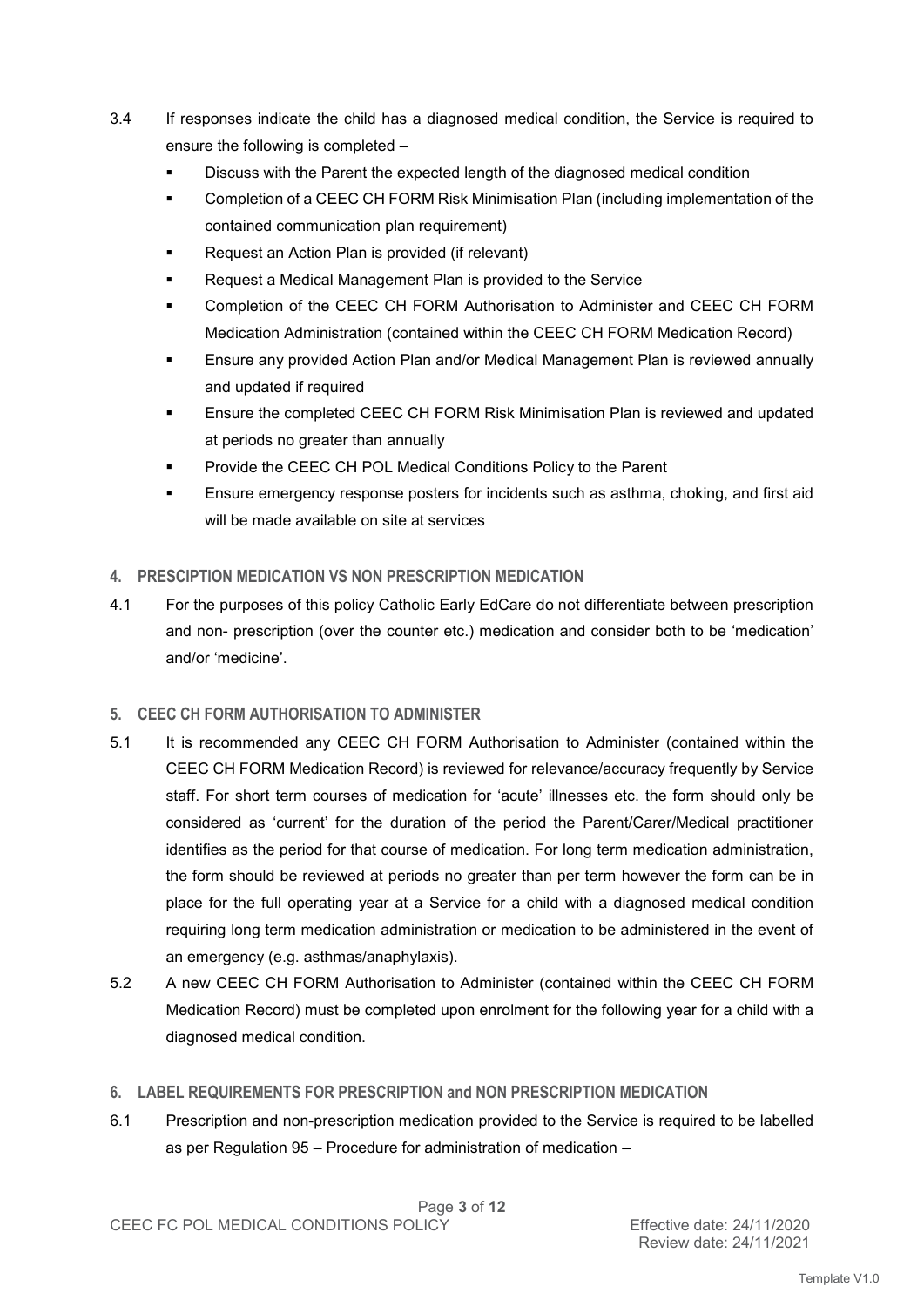3.4 If responses indicate the child has a diagnosed medical condition, the Service is required to ensure the following is completed –

- Discuss with the Parent the expected length of the diagnosed medical condition
- Completion of a CEEC CH FORM Risk Minimisation Plan (including implementation of the contained communication plan requirement)
- Request an Action Plan is provided (if relevant)
- Request a Medical Management Plan is provided to the Service
- Completion of the CEEC CH FORM Authorisation to Administer and CEEC CH FORM Medication Administration (contained within the CEEC CH FORM Medication Record)
- Ensure any provided Action Plan and/or Medical Management Plan is reviewed annually and updated if required
- Ensure the completed CEEC CH FORM Risk Minimisation Plan is reviewed and updated at periods no greater than annually
- Provide the CEEC CH POL Medical Conditions Policy to the Parent
- Ensure emergency response posters for incidents such as asthma, choking, and first aid will be made available on site at services

## 4. PRESCIPTION MEDICATION VS NON PRESCRIPTION MEDICATION

4.1 For the purposes of this policy Catholic Early EdCare do not differentiate between prescription and non- prescription (over the counter etc.) medication and consider both to be 'medication' and/or 'medicine'.

## 5. CEEC CH FORM AUTHORISATION TO ADMINISTER

5.1 It is recommended any CEEC CH FORM Authorisation to Administer (contained within the CEEC CH FORM Medication Record) is reviewed for relevance/accuracy frequently by Service staff. For short term courses of medication for 'acute' illnesses etc. the form should only be considered as 'current' for the duration of the period the Parent/Carer/Medical practitioner identifies as the period for that course of medication. For long term medication administration, the form should be reviewed at periods no greater than per term however the form can be in place for the full operating year at a Service for a child with a diagnosed medical condition requiring long term medication administration or medication to be administered in the event of an emergency (e.g. asthmas/anaphylaxis).

5.2 A new CEEC CH FORM Authorisation to Administer (contained within the CEEC CH FORM Medication Record) must be completed upon enrolment for the following year for a child with a diagnosed medical condition.

## 6. LABEL REQUIREMENTS FOR PRESCRIPTION and NON PRESCRIPTION MEDICATION

6.1 Prescription and non-prescription medication provided to the Service is required to be labelled as per Regulation 95 – Procedure for administration of medication –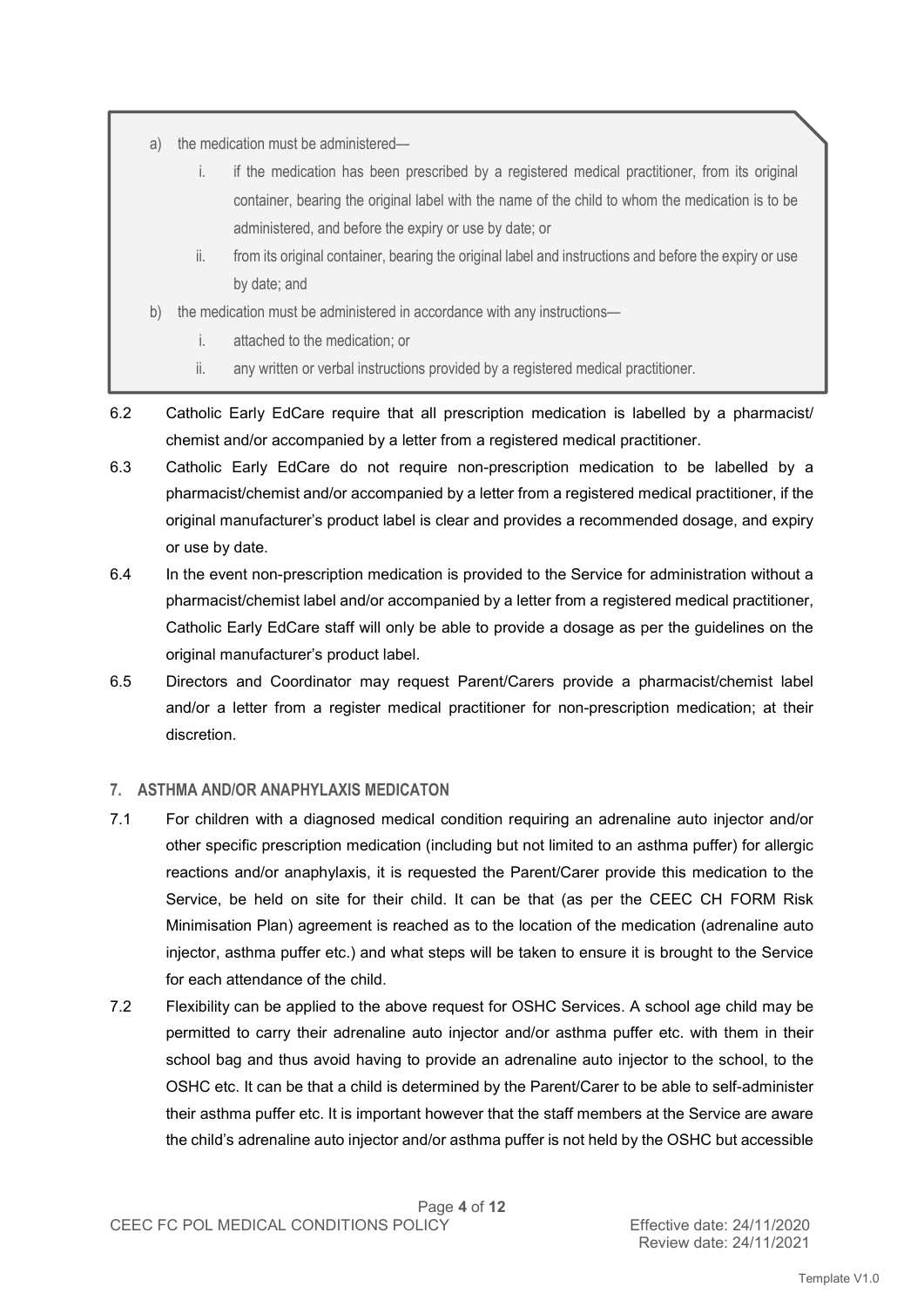a) the medication must be administered—
   i. if the medication has been prescribed by a registered medical practitioner, from its original container, bearing the original label with the name of the child to whom the medication is to be administered, and before the expiry or use by date; or
   ii. from its original container, bearing the original label and instructions and before the expiry or use by date; and
b) the medication must be administered in accordance with any instructions—
   i. attached to the medication; or
   ii. any written or verbal instructions provided by a registered medical practitioner.

6.2 Catholic Early EdCare require that all prescription medication is labelled by a pharmacist/ chemist and/or accompanied by a letter from a registered medical practitioner.

6.3 Catholic Early EdCare do not require non-prescription medication to be labelled by a pharmacist/chemist and/or accompanied by a letter from a registered medical practitioner, if the original manufacturer's product label is clear and provides a recommended dosage, and expiry or use by date.

6.4 In the event non-prescription medication is provided to the Service for administration without a pharmacist/chemist label and/or accompanied by a letter from a registered medical practitioner, Catholic Early EdCare staff will only be able to provide a dosage as per the guidelines on the original manufacturer's product label.

6.5 Directors and Coordinator may request Parent/Carers provide a pharmacist/chemist label and/or a letter from a register medical practitioner for non-prescription medication; at their discretion.

## 7. ASTHMA AND/OR ANAPHYLAXIS MEDICATON

7.1 For children with a diagnosed medical condition requiring an adrenaline auto injector and/or other specific prescription medication (including but not limited to an asthma puffer) for allergic reactions and/or anaphylaxis, it is requested the Parent/Carer provide this medication to the Service, be held on site for their child. It can be that (as per the CEEC CH FORM Risk Minimisation Plan) agreement is reached as to the location of the medication (adrenaline auto injector, asthma puffer etc.) and what steps will be taken to ensure it is brought to the Service for each attendance of the child.

7.2 Flexibility can be applied to the above request for OSHC Services. A school age child may be permitted to carry their adrenaline auto injector and/or asthma puffer etc. with them in their school bag and thus avoid having to provide an adrenaline auto injector to the school, to the OSHC etc. It can be that a child is determined by the Parent/Carer to be able to self-administer their asthma puffer etc. It is important however that the staff members at the Service are aware the child's adrenaline auto injector and/or asthma puffer is not held by the OSHC but accessible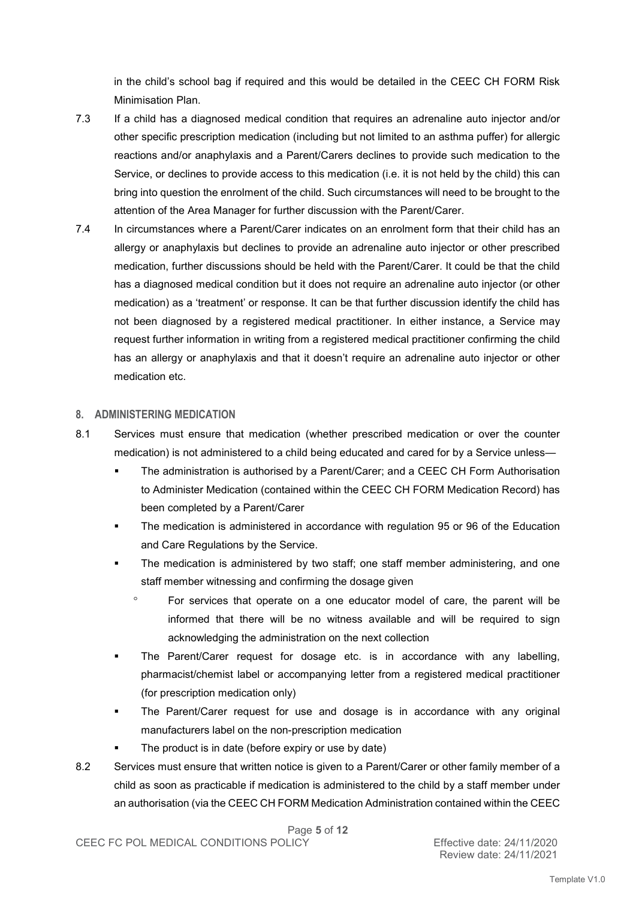in the child's school bag if required and this would be detailed in the CEEC CH FORM Risk Minimisation Plan.

7.3 If a child has a diagnosed medical condition that requires an adrenaline auto injector and/or other specific prescription medication (including but not limited to an asthma puffer) for allergic reactions and/or anaphylaxis and a Parent/Carers declines to provide such medication to the Service, or declines to provide access to this medication (i.e. it is not held by the child) this can bring into question the enrolment of the child. Such circumstances will need to be brought to the attention of the Area Manager for further discussion with the Parent/Carer.

7.4 In circumstances where a Parent/Carer indicates on an enrolment form that their child has an allergy or anaphylaxis but declines to provide an adrenaline auto injector or other prescribed medication, further discussions should be held with the Parent/Carer. It could be that the child has a diagnosed medical condition but it does not require an adrenaline auto injector (or other medication) as a 'treatment' or response. It can be that further discussion identify the child has not been diagnosed by a registered medical practitioner. In either instance, a Service may request further information in writing from a registered medical practitioner confirming the child has an allergy or anaphylaxis and that it doesn't require an adrenaline auto injector or other medication etc.

## 8. ADMINISTERING MEDICATION

8.1 Services must ensure that medication (whether prescribed medication or over the counter medication) is not administered to a child being educated and cared for by a Service unless—

- The administration is authorised by a Parent/Carer; and a CEEC CH Form Authorisation to Administer Medication (contained within the CEEC CH FORM Medication Record) has been completed by a Parent/Carer
- The medication is administered in accordance with regulation 95 or 96 of the Education and Care Regulations by the Service.
- The medication is administered by two staff; one staff member administering, and one staff member witnessing and confirming the dosage given
  - For services that operate on a one educator model of care, the parent will be informed that there will be no witness available and will be required to sign acknowledging the administration on the next collection
- The Parent/Carer request for dosage etc. is in accordance with any labelling, pharmacist/chemist label or accompanying letter from a registered medical practitioner (for prescription medication only)
- The Parent/Carer request for use and dosage is in accordance with any original manufacturers label on the non-prescription medication
- The product is in date (before expiry or use by date)

8.2 Services must ensure that written notice is given to a Parent/Carer or other family member of a child as soon as practicable if medication is administered to the child by a staff member under an authorisation (via the CEEC CH FORM Medication Administration contained within the CEEC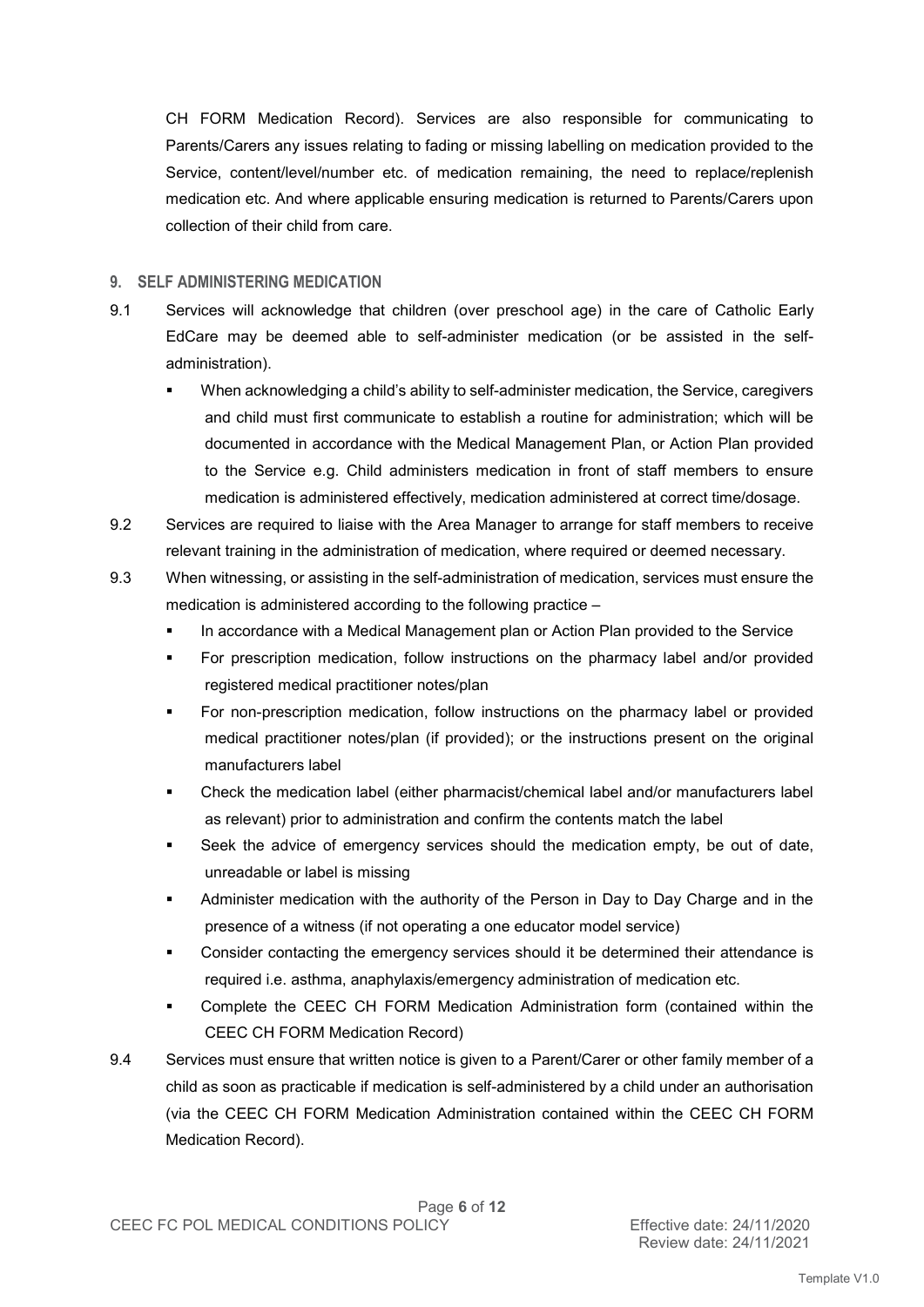CH FORM Medication Record). Services are also responsible for communicating to Parents/Carers any issues relating to fading or missing labelling on medication provided to the Service, content/level/number etc. of medication remaining, the need to replace/replenish medication etc. And where applicable ensuring medication is returned to Parents/Carers upon collection of their child from care.

## 9. SELF ADMINISTERING MEDICATION

9.1 Services will acknowledge that children (over preschool age) in the care of Catholic Early EdCare may be deemed able to self-administer medication (or be assisted in the self-administration).

- When acknowledging a child's ability to self-administer medication, the Service, caregivers and child must first communicate to establish a routine for administration; which will be documented in accordance with the Medical Management Plan, or Action Plan provided to the Service e.g. Child administers medication in front of staff members to ensure medication is administered effectively, medication administered at correct time/dosage.

9.2 Services are required to liaise with the Area Manager to arrange for staff members to receive relevant training in the administration of medication, where required or deemed necessary.

9.3 When witnessing, or assisting in the self-administration of medication, services must ensure the medication is administered according to the following practice –

- In accordance with a Medical Management plan or Action Plan provided to the Service
- For prescription medication, follow instructions on the pharmacy label and/or provided registered medical practitioner notes/plan
- For non-prescription medication, follow instructions on the pharmacy label or provided medical practitioner notes/plan (if provided); or the instructions present on the original manufacturers label
- Check the medication label (either pharmacist/chemical label and/or manufacturers label as relevant) prior to administration and confirm the contents match the label
- Seek the advice of emergency services should the medication empty, be out of date, unreadable or label is missing
- Administer medication with the authority of the Person in Day to Day Charge and in the presence of a witness (if not operating a one educator model service)
- Consider contacting the emergency services should it be determined their attendance is required i.e. asthma, anaphylaxis/emergency administration of medication etc.
- Complete the CEEC CH FORM Medication Administration form (contained within the CEEC CH FORM Medication Record)

9.4 Services must ensure that written notice is given to a Parent/Carer or other family member of a child as soon as practicable if medication is self-administered by a child under an authorisation (via the CEEC CH FORM Medication Administration contained within the CEEC CH FORM Medication Record).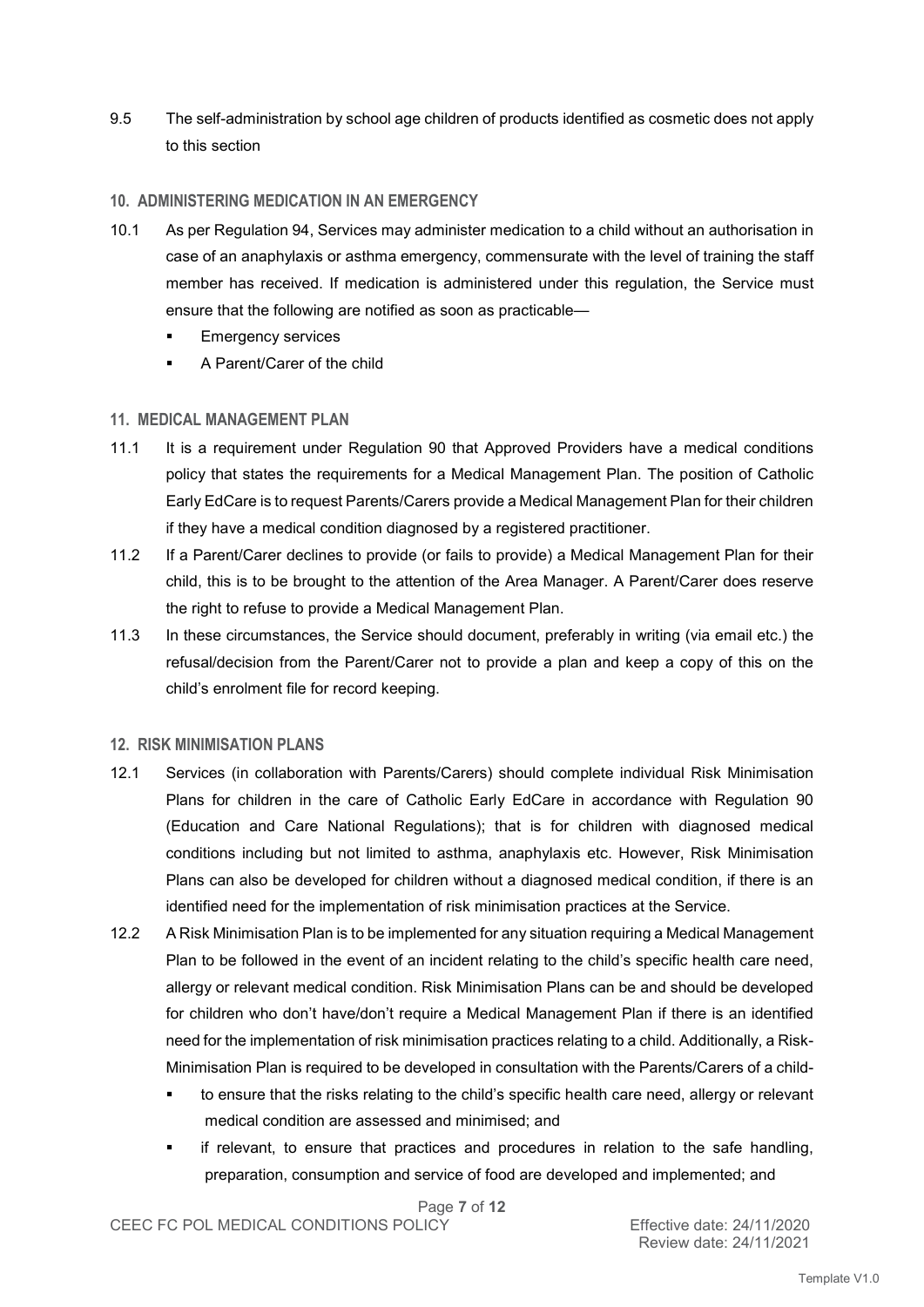9.5 The self-administration by school age children of products identified as cosmetic does not apply to this section

## 10. ADMINISTERING MEDICATION IN AN EMERGENCY

10.1 As per Regulation 94, Services may administer medication to a child without an authorisation in case of an anaphylaxis or asthma emergency, commensurate with the level of training the staff member has received. If medication is administered under this regulation, the Service must ensure that the following are notified as soon as practicable—

- Emergency services
- A Parent/Carer of the child

## 11. MEDICAL MANAGEMENT PLAN

11.1 It is a requirement under Regulation 90 that Approved Providers have a medical conditions policy that states the requirements for a Medical Management Plan. The position of Catholic Early EdCare is to request Parents/Carers provide a Medical Management Plan for their children if they have a medical condition diagnosed by a registered practitioner.

11.2 If a Parent/Carer declines to provide (or fails to provide) a Medical Management Plan for their child, this is to be brought to the attention of the Area Manager. A Parent/Carer does reserve the right to refuse to provide a Medical Management Plan.

11.3 In these circumstances, the Service should document, preferably in writing (via email etc.) the refusal/decision from the Parent/Carer not to provide a plan and keep a copy of this on the child's enrolment file for record keeping.

## 12. RISK MINIMISATION PLANS

12.1 Services (in collaboration with Parents/Carers) should complete individual Risk Minimisation Plans for children in the care of Catholic Early EdCare in accordance with Regulation 90 (Education and Care National Regulations); that is for children with diagnosed medical conditions including but not limited to asthma, anaphylaxis etc. However, Risk Minimisation Plans can also be developed for children without a diagnosed medical condition, if there is an identified need for the implementation of risk minimisation practices at the Service.

12.2 A Risk Minimisation Plan is to be implemented for any situation requiring a Medical Management Plan to be followed in the event of an incident relating to the child's specific health care need, allergy or relevant medical condition. Risk Minimisation Plans can be and should be developed for children who don't have/don't require a Medical Management Plan if there is an identified need for the implementation of risk minimisation practices relating to a child. Additionally, a Risk-Minimisation Plan is required to be developed in consultation with the Parents/Carers of a child-

- to ensure that the risks relating to the child's specific health care need, allergy or relevant medical condition are assessed and minimised; and
- if relevant, to ensure that practices and procedures in relation to the safe handling, preparation, consumption and service of food are developed and implemented; and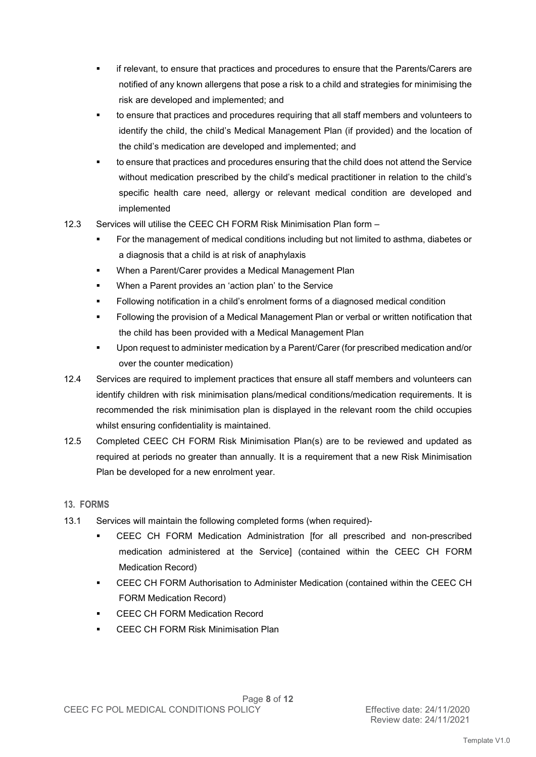- if relevant, to ensure that practices and procedures to ensure that the Parents/Carers are notified of any known allergens that pose a risk to a child and strategies for minimising the risk are developed and implemented; and
- to ensure that practices and procedures requiring that all staff members and volunteers to identify the child, the child's Medical Management Plan (if provided) and the location of the child's medication are developed and implemented; and
- to ensure that practices and procedures ensuring that the child does not attend the Service without medication prescribed by the child's medical practitioner in relation to the child's specific health care need, allergy or relevant medical condition are developed and implemented

12.3 Services will utilise the CEEC CH FORM Risk Minimisation Plan form –

- For the management of medical conditions including but not limited to asthma, diabetes or a diagnosis that a child is at risk of anaphylaxis
- When a Parent/Carer provides a Medical Management Plan
- When a Parent provides an 'action plan' to the Service
- Following notification in a child's enrolment forms of a diagnosed medical condition
- Following the provision of a Medical Management Plan or verbal or written notification that the child has been provided with a Medical Management Plan
- Upon request to administer medication by a Parent/Carer (for prescribed medication and/or over the counter medication)

12.4 Services are required to implement practices that ensure all staff members and volunteers can identify children with risk minimisation plans/medical conditions/medication requirements. It is recommended the risk minimisation plan is displayed in the relevant room the child occupies whilst ensuring confidentiality is maintained.

12.5 Completed CEEC CH FORM Risk Minimisation Plan(s) are to be reviewed and updated as required at periods no greater than annually. It is a requirement that a new Risk Minimisation Plan be developed for a new enrolment year.

## 13. FORMS

13.1 Services will maintain the following completed forms (when required)-

- CEEC CH FORM Medication Administration [for all prescribed and non-prescribed medication administered at the Service] (contained within the CEEC CH FORM Medication Record)
- CEEC CH FORM Authorisation to Administer Medication (contained within the CEEC CH FORM Medication Record)
- CEEC CH FORM Medication Record
- CEEC CH FORM Risk Minimisation Plan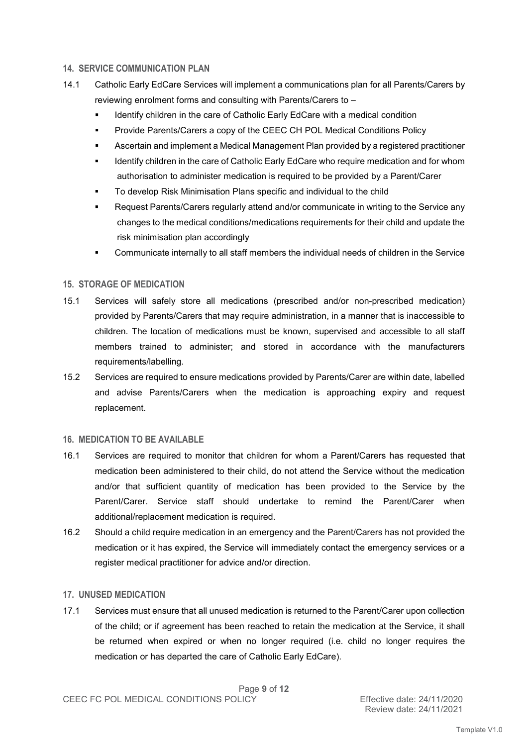## 14. SERVICE COMMUNICATION PLAN

14.1 Catholic Early EdCare Services will implement a communications plan for all Parents/Carers by reviewing enrolment forms and consulting with Parents/Carers to –

- Identify children in the care of Catholic Early EdCare with a medical condition
- Provide Parents/Carers a copy of the CEEC CH POL Medical Conditions Policy
- Ascertain and implement a Medical Management Plan provided by a registered practitioner
- Identify children in the care of Catholic Early EdCare who require medication and for whom authorisation to administer medication is required to be provided by a Parent/Carer
- To develop Risk Minimisation Plans specific and individual to the child
- Request Parents/Carers regularly attend and/or communicate in writing to the Service any changes to the medical conditions/medications requirements for their child and update the risk minimisation plan accordingly
- Communicate internally to all staff members the individual needs of children in the Service

## 15. STORAGE OF MEDICATION

15.1 Services will safely store all medications (prescribed and/or non-prescribed medication) provided by Parents/Carers that may require administration, in a manner that is inaccessible to children. The location of medications must be known, supervised and accessible to all staff members trained to administer; and stored in accordance with the manufacturers requirements/labelling.

15.2 Services are required to ensure medications provided by Parents/Carer are within date, labelled and advise Parents/Carers when the medication is approaching expiry and request replacement.

## 16. MEDICATION TO BE AVAILABLE

16.1 Services are required to monitor that children for whom a Parent/Carers has requested that medication been administered to their child, do not attend the Service without the medication and/or that sufficient quantity of medication has been provided to the Service by the Parent/Carer. Service staff should undertake to remind the Parent/Carer when additional/replacement medication is required.

16.2 Should a child require medication in an emergency and the Parent/Carers has not provided the medication or it has expired, the Service will immediately contact the emergency services or a register medical practitioner for advice and/or direction.

## 17. UNUSED MEDICATION

17.1 Services must ensure that all unused medication is returned to the Parent/Carer upon collection of the child; or if agreement has been reached to retain the medication at the Service, it shall be returned when expired or when no longer required (i.e. child no longer requires the medication or has departed the care of Catholic Early EdCare).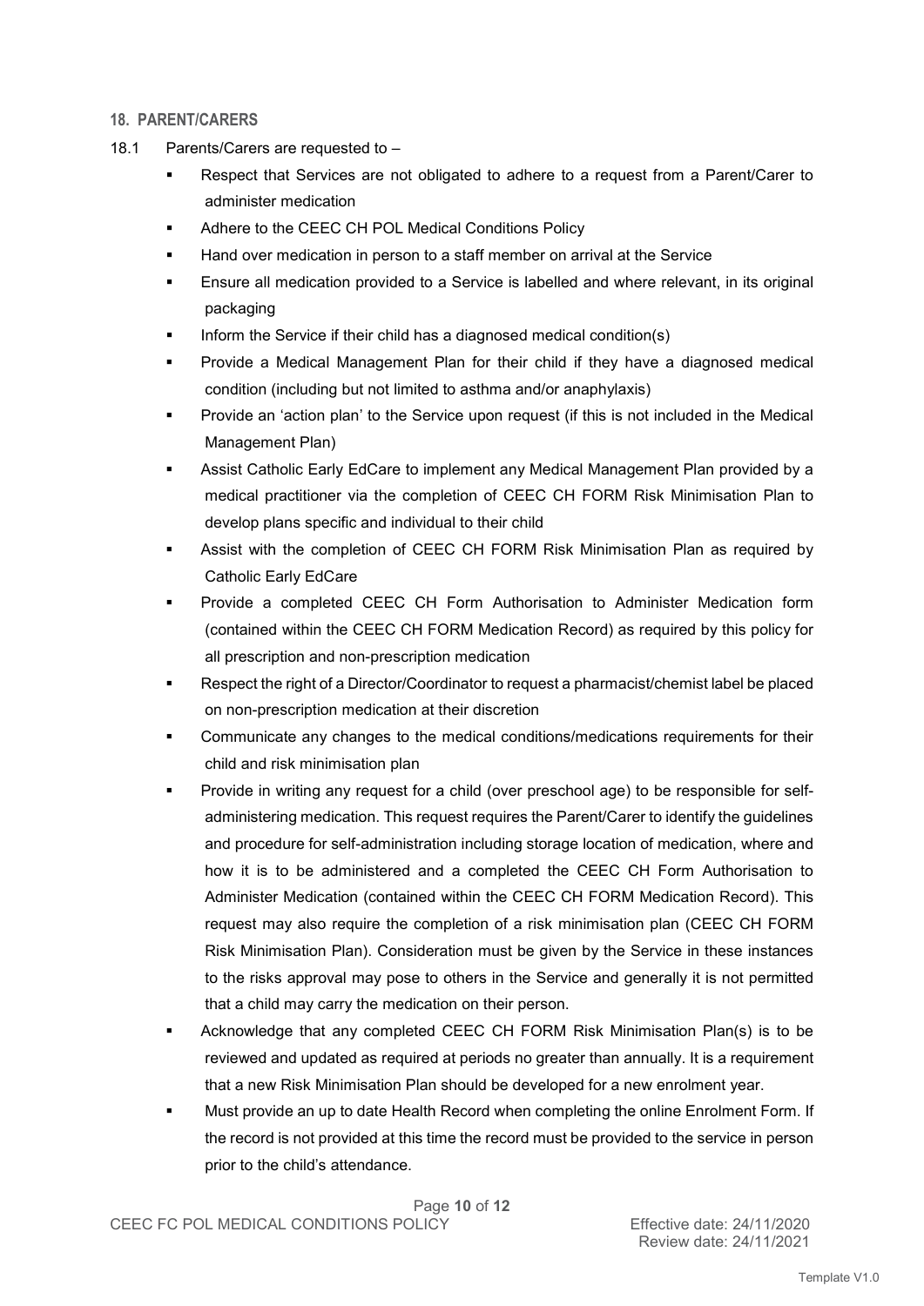## 18. PARENT/CARERS

18.1 Parents/Carers are requested to –

- Respect that Services are not obligated to adhere to a request from a Parent/Carer to administer medication
- Adhere to the CEEC CH POL Medical Conditions Policy
- Hand over medication in person to a staff member on arrival at the Service
- Ensure all medication provided to a Service is labelled and where relevant, in its original packaging
- Inform the Service if their child has a diagnosed medical condition(s)
- Provide a Medical Management Plan for their child if they have a diagnosed medical condition (including but not limited to asthma and/or anaphylaxis)
- Provide an 'action plan' to the Service upon request (if this is not included in the Medical Management Plan)
- Assist Catholic Early EdCare to implement any Medical Management Plan provided by a medical practitioner via the completion of CEEC CH FORM Risk Minimisation Plan to develop plans specific and individual to their child
- Assist with the completion of CEEC CH FORM Risk Minimisation Plan as required by Catholic Early EdCare
- Provide a completed CEEC CH Form Authorisation to Administer Medication form (contained within the CEEC CH FORM Medication Record) as required by this policy for all prescription and non-prescription medication
- Respect the right of a Director/Coordinator to request a pharmacist/chemist label be placed on non-prescription medication at their discretion
- Communicate any changes to the medical conditions/medications requirements for their child and risk minimisation plan
- Provide in writing any request for a child (over preschool age) to be responsible for self-administering medication. This request requires the Parent/Carer to identify the guidelines and procedure for self-administration including storage location of medication, where and how it is to be administered and a completed the CEEC CH Form Authorisation to Administer Medication (contained within the CEEC CH FORM Medication Record). This request may also require the completion of a risk minimisation plan (CEEC CH FORM Risk Minimisation Plan). Consideration must be given by the Service in these instances to the risks approval may pose to others in the Service and generally it is not permitted that a child may carry the medication on their person.
- Acknowledge that any completed CEEC CH FORM Risk Minimisation Plan(s) is to be reviewed and updated as required at periods no greater than annually. It is a requirement that a new Risk Minimisation Plan should be developed for a new enrolment year.
- Must provide an up to date Health Record when completing the online Enrolment Form. If the record is not provided at this time the record must be provided to the service in person prior to the child's attendance.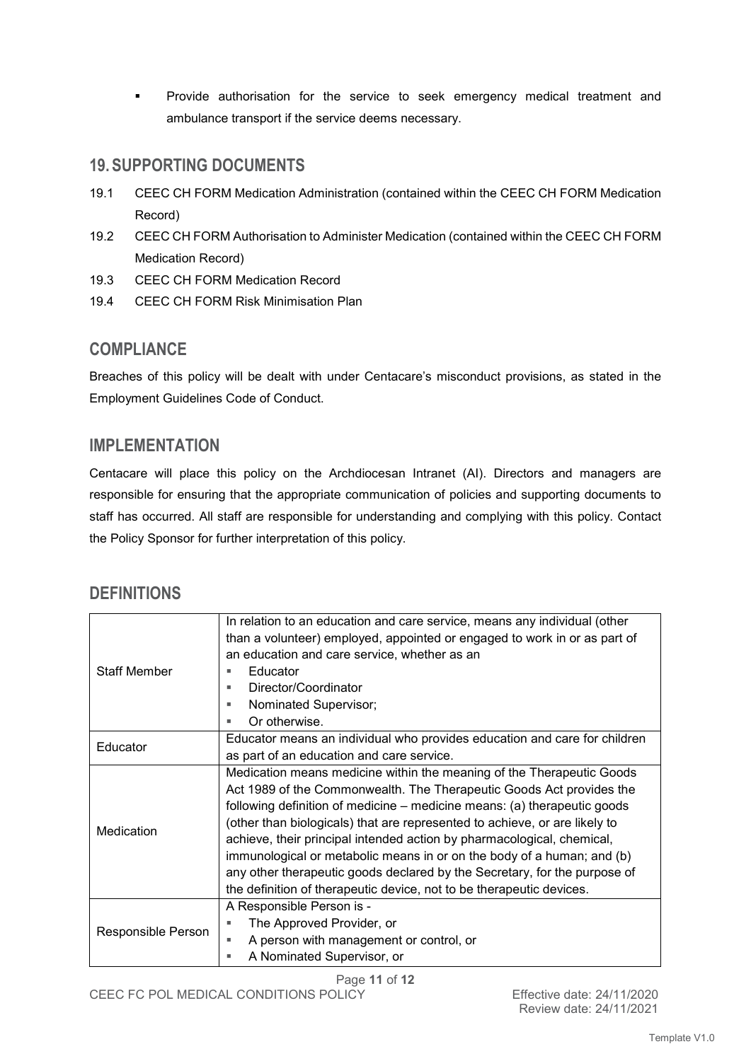- Provide authorisation for the service to seek emergency medical treatment and ambulance transport if the service deems necessary.

## 19. SUPPORTING DOCUMENTS

19.1 CEEC CH FORM Medication Administration (contained within the CEEC CH FORM Medication Record)

19.2 CEEC CH FORM Authorisation to Administer Medication (contained within the CEEC CH FORM Medication Record)

19.3 CEEC CH FORM Medication Record

19.4 CEEC CH FORM Risk Minimisation Plan

## COMPLIANCE

Breaches of this policy will be dealt with under Centacare's misconduct provisions, as stated in the Employment Guidelines Code of Conduct.

## IMPLEMENTATION

Centacare will place this policy on the Archdiocesan Intranet (AI). Directors and managers are responsible for ensuring that the appropriate communication of policies and supporting documents to staff has occurred. All staff are responsible for understanding and complying with this policy. Contact the Policy Sponsor for further interpretation of this policy.

## DEFINITIONS

| | |
|---|---|
| Staff Member | In relation to an education and care service, means any individual (other than a volunteer) employed, appointed or engaged to work in or as part of an education and care service, whether as an<br>▪ Educator<br>▪ Director/Coordinator<br>▪ Nominated Supervisor;<br>▪ Or otherwise. |
| Educator | Educator means an individual who provides education and care for children as part of an education and care service. |
| Medication | Medication means medicine within the meaning of the Therapeutic Goods Act 1989 of the Commonwealth. The Therapeutic Goods Act provides the following definition of medicine – medicine means: (a) therapeutic goods (other than biologicals) that are represented to achieve, or are likely to achieve, their principal intended action by pharmacological, chemical, immunological or metabolic means in or on the body of a human; and (b) any other therapeutic goods declared by the Secretary, for the purpose of the definition of therapeutic device, not to be therapeutic devices. |
| Responsible Person | A Responsible Person is -<br>▪ The Approved Provider, or<br>▪ A person with management or control, or<br>▪ A Nominated Supervisor, or |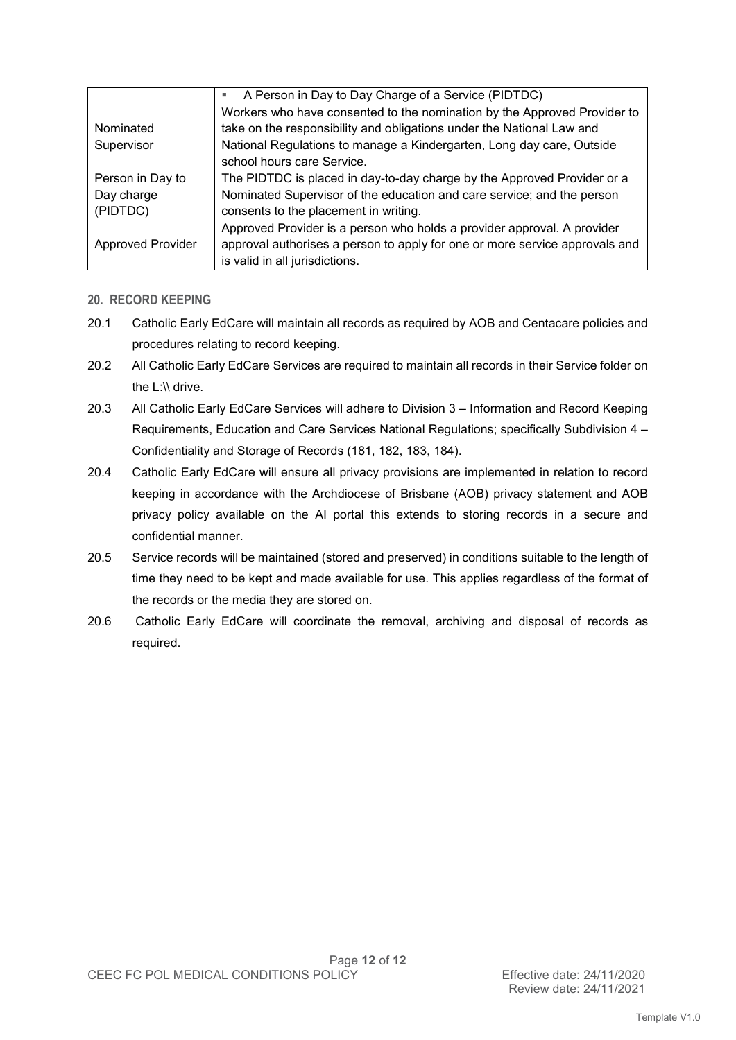| | |
|---|---|
| | ▪ A Person in Day to Day Charge of a Service (PIDTDC) |
| Nominated Supervisor | Workers who have consented to the nomination by the Approved Provider to take on the responsibility and obligations under the National Law and National Regulations to manage a Kindergarten, Long day care, Outside school hours care Service. |
| Person in Day to Day charge (PIDTDC) | The PIDTDC is placed in day-to-day charge by the Approved Provider or a Nominated Supervisor of the education and care service; and the person consents to the placement in writing. |
| Approved Provider | Approved Provider is a person who holds a provider approval. A provider approval authorises a person to apply for one or more service approvals and is valid in all jurisdictions. |

## 20. RECORD KEEPING

20.1 Catholic Early EdCare will maintain all records as required by AOB and Centacare policies and procedures relating to record keeping.

20.2 All Catholic Early EdCare Services are required to maintain all records in their Service folder on the L:\\ drive.

20.3 All Catholic Early EdCare Services will adhere to Division 3 – Information and Record Keeping Requirements, Education and Care Services National Regulations; specifically Subdivision 4 – Confidentiality and Storage of Records (181, 182, 183, 184).

20.4 Catholic Early EdCare will ensure all privacy provisions are implemented in relation to record keeping in accordance with the Archdiocese of Brisbane (AOB) privacy statement and AOB privacy policy available on the AI portal this extends to storing records in a secure and confidential manner.

20.5 Service records will be maintained (stored and preserved) in conditions suitable to the length of time they need to be kept and made available for use. This applies regardless of the format of the records or the media they are stored on.

20.6 Catholic Early EdCare will coordinate the removal, archiving and disposal of records as required.